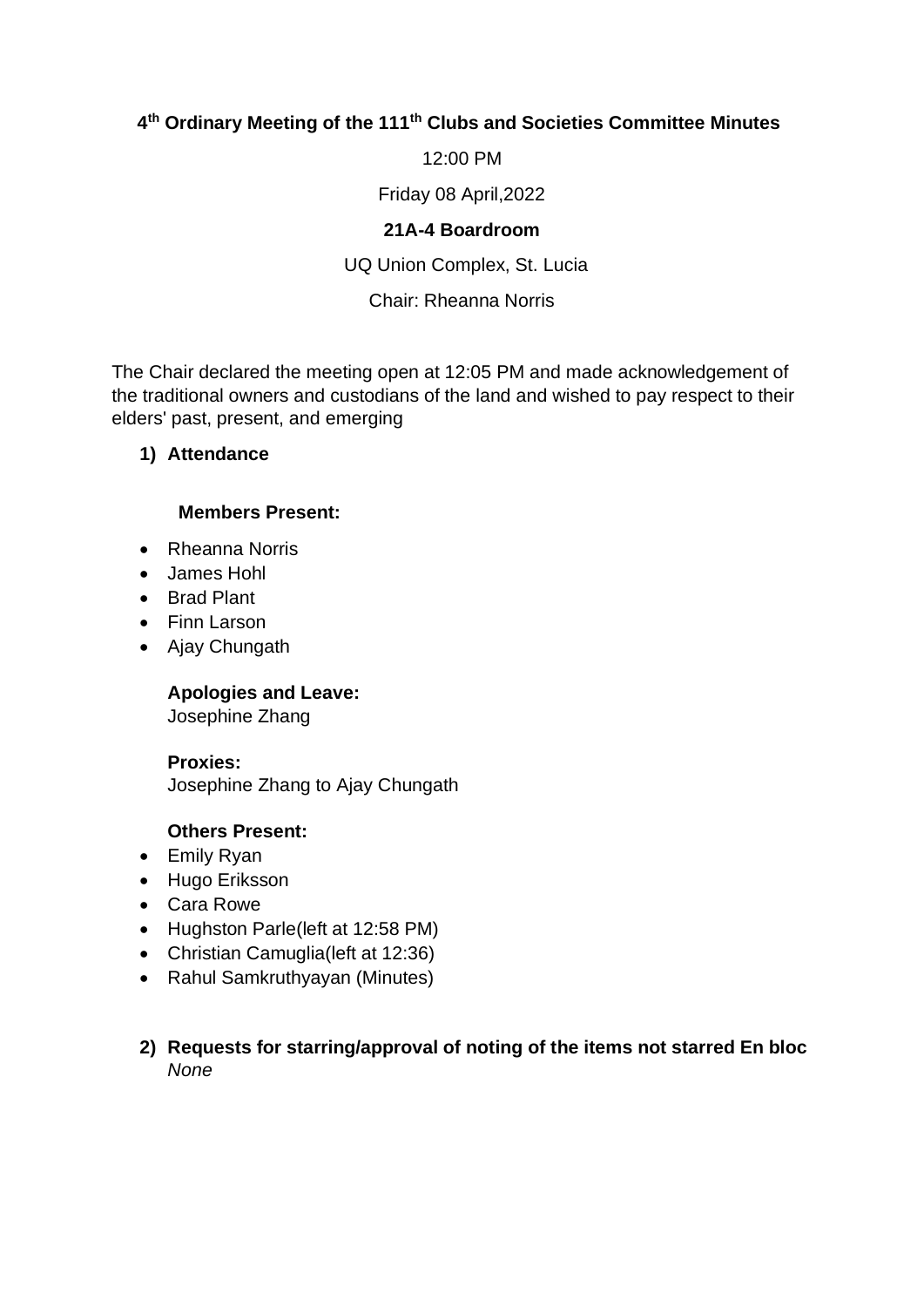**4th Ordinary Meeting of the 111th Clubs and Societies Committee Minutes**

12:00 PM

Friday 08 April,2022

**21A-4 Boardroom**

UQ Union Complex, St. Lucia

Chair: Rheanna Norris

The Chair declared the meeting open at 12:05 PM and made acknowledgement of the traditional owners and custodians of the land and wished to pay respect to their elders' past, present, and emerging

**1) Attendance**

**Members Present:**

- Rheanna Norris
- James Hohl
- Brad Plant
- Finn Larson
- Ajay Chungath

**Apologies and Leave:**
Josephine Zhang

**Proxies:**
Josephine Zhang to Ajay Chungath

**Others Present:**

- Emily Ryan
- Hugo Eriksson
- Cara Rowe
- Hughston Parle(left at 12:58 PM)
- Christian Camuglia(left at 12:36)
- Rahul Samkruthyayan (Minutes)

**2) Requests for starring/approval of noting of the items not starred En bloc**
*None*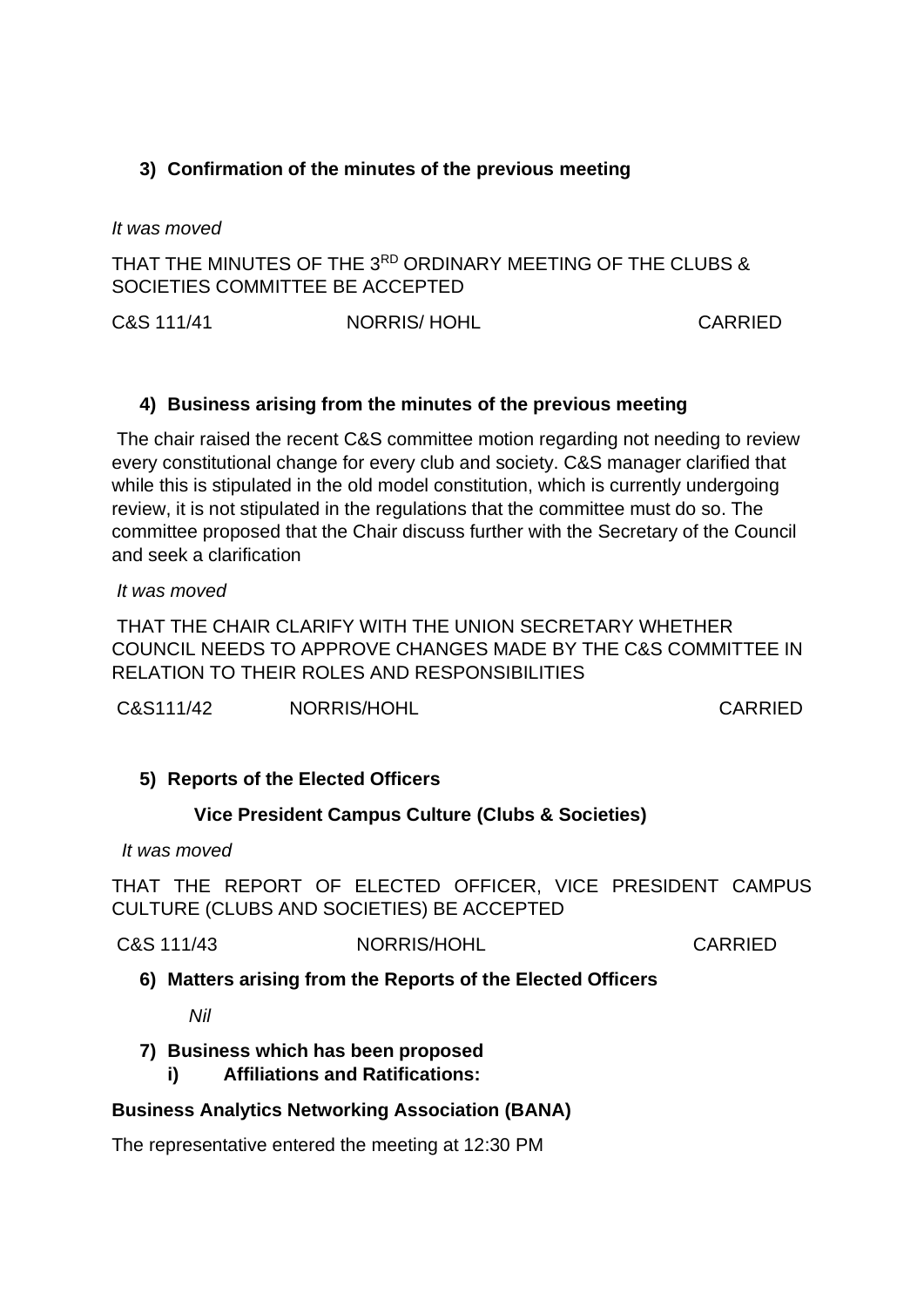## 3) Confirmation of the minutes of the previous meeting

*It was moved*

THAT THE MINUTES OF THE 3RD ORDINARY MEETING OF THE CLUBS & SOCIETIES COMMITTEE BE ACCEPTED

C&S 111/41 NORRIS/ HOHL CARRIED

## 4) Business arising from the minutes of the previous meeting

The chair raised the recent C&S committee motion regarding not needing to review every constitutional change for every club and society. C&S manager clarified that while this is stipulated in the old model constitution, which is currently undergoing review, it is not stipulated in the regulations that the committee must do so. The committee proposed that the Chair discuss further with the Secretary of the Council and seek a clarification

*It was moved*

THAT THE CHAIR CLARIFY WITH THE UNION SECRETARY WHETHER COUNCIL NEEDS TO APPROVE CHANGES MADE BY THE C&S COMMITTEE IN RELATION TO THEIR ROLES AND RESPONSIBILITIES

C&S111/42 NORRIS/HOHL CARRIED

## 5) Reports of the Elected Officers

### Vice President Campus Culture (Clubs & Societies)

*It was moved*

THAT THE REPORT OF ELECTED OFFICER, VICE PRESIDENT CAMPUS CULTURE (CLUBS AND SOCIETIES) BE ACCEPTED

C&S 111/43 NORRIS/HOHL CARRIED

## 6) Matters arising from the Reports of the Elected Officers

*Nil*

## 7) Business which has been proposed

### i) Affiliations and Ratifications:

**Business Analytics Networking Association (BANA)**

The representative entered the meeting at 12:30 PM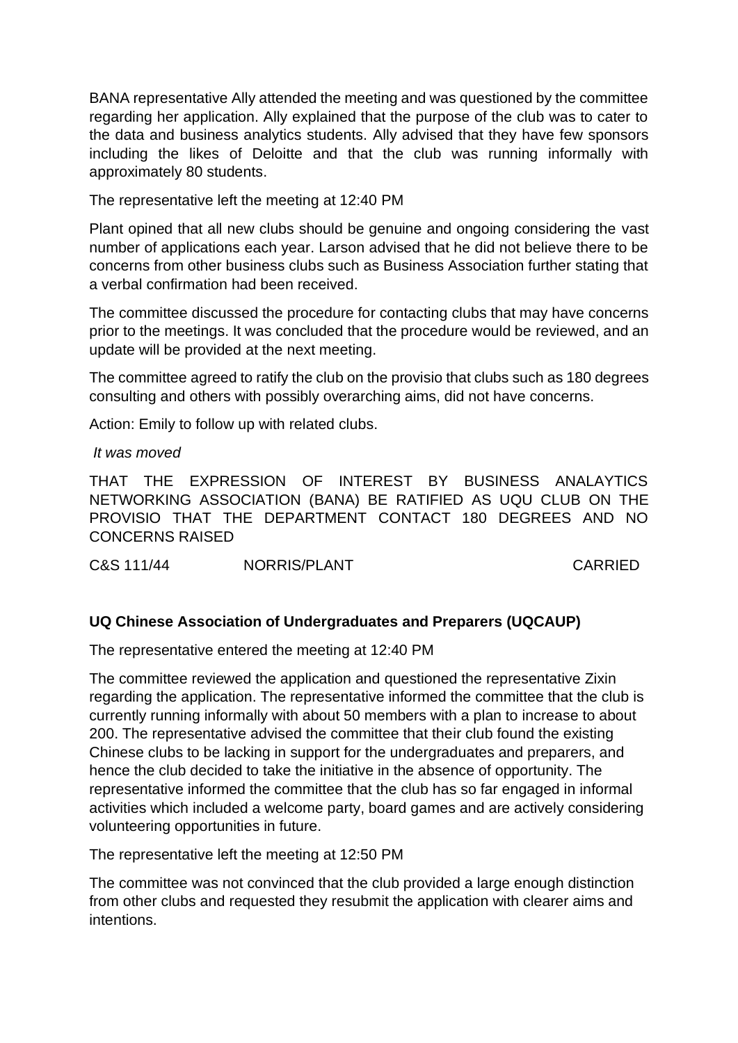BANA representative Ally attended the meeting and was questioned by the committee regarding her application. Ally explained that the purpose of the club was to cater to the data and business analytics students. Ally advised that they have few sponsors including the likes of Deloitte and that the club was running informally with approximately 80 students.

The representative left the meeting at 12:40 PM

Plant opined that all new clubs should be genuine and ongoing considering the vast number of applications each year. Larson advised that he did not believe there to be concerns from other business clubs such as Business Association further stating that a verbal confirmation had been received.

The committee discussed the procedure for contacting clubs that may have concerns prior to the meetings. It was concluded that the procedure would be reviewed, and an update will be provided at the next meeting.

The committee agreed to ratify the club on the provisio that clubs such as 180 degrees consulting and others with possibly overarching aims, did not have concerns.

Action: Emily to follow up with related clubs.

*It was moved*

THAT THE EXPRESSION OF INTEREST BY BUSINESS ANALAYTICS NETWORKING ASSOCIATION (BANA) BE RATIFIED AS UQU CLUB ON THE PROVISIO THAT THE DEPARTMENT CONTACT 180 DEGREES AND NO CONCERNS RAISED

C&S 111/44 NORRIS/PLANT CARRIED

**UQ Chinese Association of Undergraduates and Preparers (UQCAUP)**

The representative entered the meeting at 12:40 PM

The committee reviewed the application and questioned the representative Zixin regarding the application. The representative informed the committee that the club is currently running informally with about 50 members with a plan to increase to about 200. The representative advised the committee that their club found the existing Chinese clubs to be lacking in support for the undergraduates and preparers, and hence the club decided to take the initiative in the absence of opportunity. The representative informed the committee that the club has so far engaged in informal activities which included a welcome party, board games and are actively considering volunteering opportunities in future.

The representative left the meeting at 12:50 PM

The committee was not convinced that the club provided a large enough distinction from other clubs and requested they resubmit the application with clearer aims and intentions.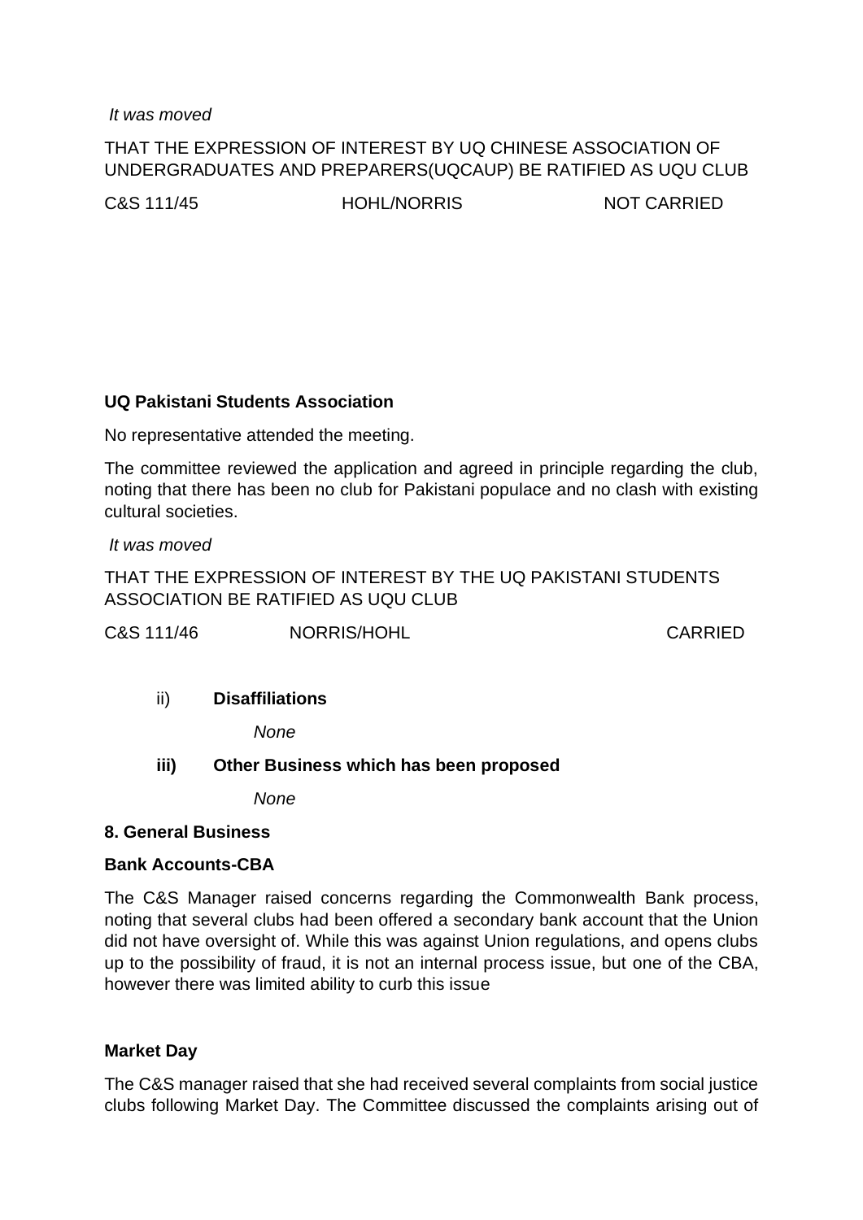*It was moved*

THAT THE EXPRESSION OF INTEREST BY UQ CHINESE ASSOCIATION OF UNDERGRADUATES AND PREPARERS(UQCAUP) BE RATIFIED AS UQU CLUB

C&S 111/45 HOHL/NORRIS NOT CARRIED

**UQ Pakistani Students Association**

No representative attended the meeting.

The committee reviewed the application and agreed in principle regarding the club, noting that there has been no club for Pakistani populace and no clash with existing cultural societies.

*It was moved*

THAT THE EXPRESSION OF INTEREST BY THE UQ PAKISTANI STUDENTS ASSOCIATION BE RATIFIED AS UQU CLUB

C&S 111/46 NORRIS/HOHL CARRIED

ii) **Disaffiliations**

*None*

**iii) Other Business which has been proposed**

*None*

**8. General Business**

**Bank Accounts-CBA**

The C&S Manager raised concerns regarding the Commonwealth Bank process, noting that several clubs had been offered a secondary bank account that the Union did not have oversight of. While this was against Union regulations, and opens clubs up to the possibility of fraud, it is not an internal process issue, but one of the CBA, however there was limited ability to curb this issue

**Market Day**

The C&S manager raised that she had received several complaints from social justice clubs following Market Day. The Committee discussed the complaints arising out of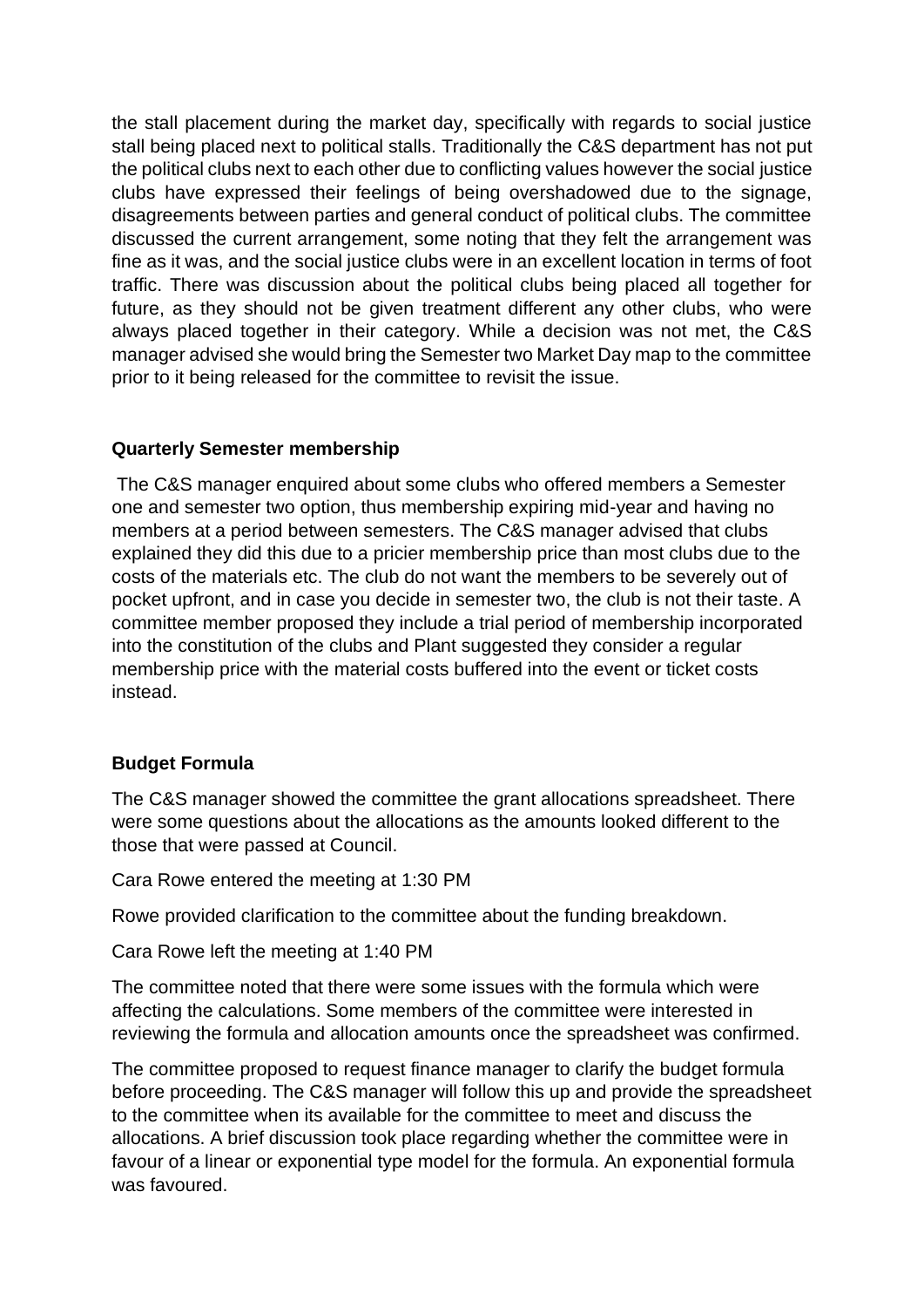the stall placement during the market day, specifically with regards to social justice stall being placed next to political stalls. Traditionally the C&S department has not put the political clubs next to each other due to conflicting values however the social justice clubs have expressed their feelings of being overshadowed due to the signage, disagreements between parties and general conduct of political clubs. The committee discussed the current arrangement, some noting that they felt the arrangement was fine as it was, and the social justice clubs were in an excellent location in terms of foot traffic. There was discussion about the political clubs being placed all together for future, as they should not be given treatment different any other clubs, who were always placed together in their category. While a decision was not met, the C&S manager advised she would bring the Semester two Market Day map to the committee prior to it being released for the committee to revisit the issue.

**Quarterly Semester membership**

The C&S manager enquired about some clubs who offered members a Semester one and semester two option, thus membership expiring mid-year and having no members at a period between semesters. The C&S manager advised that clubs explained they did this due to a pricier membership price than most clubs due to the costs of the materials etc. The club do not want the members to be severely out of pocket upfront, and in case you decide in semester two, the club is not their taste. A committee member proposed they include a trial period of membership incorporated into the constitution of the clubs and Plant suggested they consider a regular membership price with the material costs buffered into the event or ticket costs instead.

**Budget Formula**

The C&S manager showed the committee the grant allocations spreadsheet. There were some questions about the allocations as the amounts looked different to the those that were passed at Council.

Cara Rowe entered the meeting at 1:30 PM

Rowe provided clarification to the committee about the funding breakdown.

Cara Rowe left the meeting at 1:40 PM

The committee noted that there were some issues with the formula which were affecting the calculations. Some members of the committee were interested in reviewing the formula and allocation amounts once the spreadsheet was confirmed.

The committee proposed to request finance manager to clarify the budget formula before proceeding. The C&S manager will follow this up and provide the spreadsheet to the committee when its available for the committee to meet and discuss the allocations. A brief discussion took place regarding whether the committee were in favour of a linear or exponential type model for the formula. An exponential formula was favoured.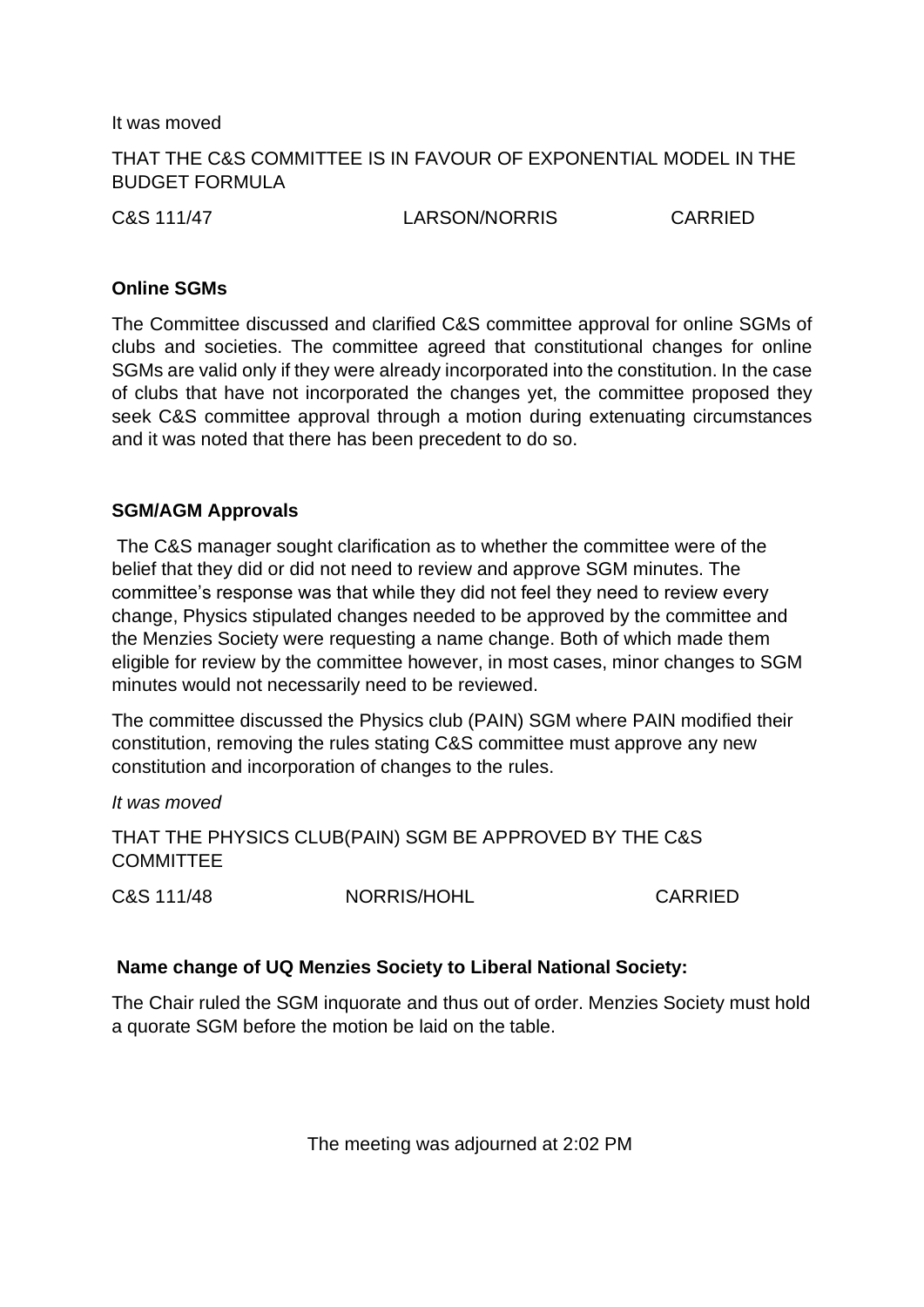It was moved

THAT THE C&S COMMITTEE IS IN FAVOUR OF EXPONENTIAL MODEL IN THE BUDGET FORMULA

C&S 111/47 LARSON/NORRIS CARRIED

**Online SGMs**

The Committee discussed and clarified C&S committee approval for online SGMs of clubs and societies. The committee agreed that constitutional changes for online SGMs are valid only if they were already incorporated into the constitution. In the case of clubs that have not incorporated the changes yet, the committee proposed they seek C&S committee approval through a motion during extenuating circumstances and it was noted that there has been precedent to do so.

**SGM/AGM Approvals**

The C&S manager sought clarification as to whether the committee were of the belief that they did or did not need to review and approve SGM minutes. The committee's response was that while they did not feel they need to review every change, Physics stipulated changes needed to be approved by the committee and the Menzies Society were requesting a name change. Both of which made them eligible for review by the committee however, in most cases, minor changes to SGM minutes would not necessarily need to be reviewed.

The committee discussed the Physics club (PAIN) SGM where PAIN modified their constitution, removing the rules stating C&S committee must approve any new constitution and incorporation of changes to the rules.

*It was moved*

THAT THE PHYSICS CLUB(PAIN) SGM BE APPROVED BY THE C&S COMMITTEE

C&S 111/48 NORRIS/HOHL CARRIED

**Name change of UQ Menzies Society to Liberal National Society:**

The Chair ruled the SGM inquorate and thus out of order. Menzies Society must hold a quorate SGM before the motion be laid on the table.

The meeting was adjourned at 2:02 PM